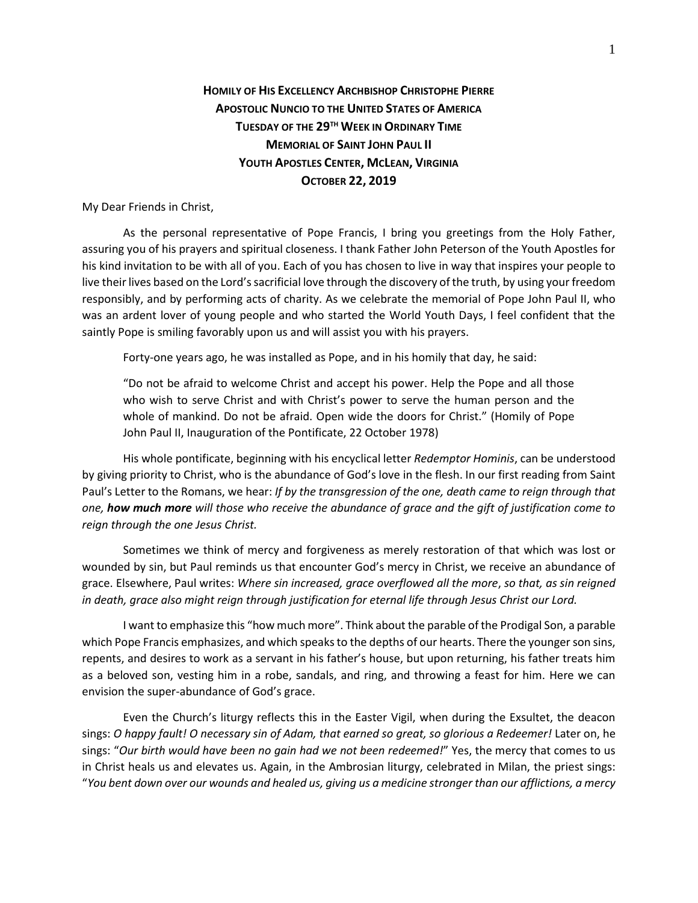**HOMILY OF HIS EXCELLENCY ARCHBISHOP CHRISTOPHE PIERRE**
**APOSTOLIC NUNCIO TO THE UNITED STATES OF AMERICA**
**TUESDAY OF THE 29TH WEEK IN ORDINARY TIME**
**MEMORIAL OF SAINT JOHN PAUL II**
**YOUTH APOSTLES CENTER, MCLEAN, VIRGINIA**
**OCTOBER 22, 2019**

My Dear Friends in Christ,

As the personal representative of Pope Francis, I bring you greetings from the Holy Father, assuring you of his prayers and spiritual closeness. I thank Father John Peterson of the Youth Apostles for his kind invitation to be with all of you. Each of you has chosen to live in way that inspires your people to live their lives based on the Lord's sacrificial love through the discovery of the truth, by using your freedom responsibly, and by performing acts of charity. As we celebrate the memorial of Pope John Paul II, who was an ardent lover of young people and who started the World Youth Days, I feel confident that the saintly Pope is smiling favorably upon us and will assist you with his prayers.

Forty-one years ago, he was installed as Pope, and in his homily that day, he said:

> "Do not be afraid to welcome Christ and accept his power. Help the Pope and all those who wish to serve Christ and with Christ's power to serve the human person and the whole of mankind. Do not be afraid. Open wide the doors for Christ." (Homily of Pope John Paul II, Inauguration of the Pontificate, 22 October 1978)

His whole pontificate, beginning with his encyclical letter *Redemptor Hominis*, can be understood by giving priority to Christ, who is the abundance of God's love in the flesh. In our first reading from Saint Paul's Letter to the Romans, we hear: *If by the transgression of the one, death came to reign through that one,* ***how much more*** *will those who receive the abundance of grace and the gift of justification come to reign through the one Jesus Christ.*

Sometimes we think of mercy and forgiveness as merely restoration of that which was lost or wounded by sin, but Paul reminds us that encounter God's mercy in Christ, we receive an abundance of grace. Elsewhere, Paul writes: *Where sin increased, grace overflowed all the more*, *so that, as sin reigned in death, grace also might reign through justification for eternal life through Jesus Christ our Lord.*

I want to emphasize this "how much more". Think about the parable of the Prodigal Son, a parable which Pope Francis emphasizes, and which speaks to the depths of our hearts. There the younger son sins, repents, and desires to work as a servant in his father's house, but upon returning, his father treats him as a beloved son, vesting him in a robe, sandals, and ring, and throwing a feast for him. Here we can envision the super-abundance of God's grace.

Even the Church's liturgy reflects this in the Easter Vigil, when during the Exsultet, the deacon sings: *O happy fault! O necessary sin of Adam, that earned so great, so glorious a Redeemer!* Later on, he sings: "*Our birth would have been no gain had we not been redeemed!*" Yes, the mercy that comes to us in Christ heals us and elevates us. Again, in the Ambrosian liturgy, celebrated in Milan, the priest sings: "*You bent down over our wounds and healed us, giving us a medicine stronger than our afflictions, a mercy*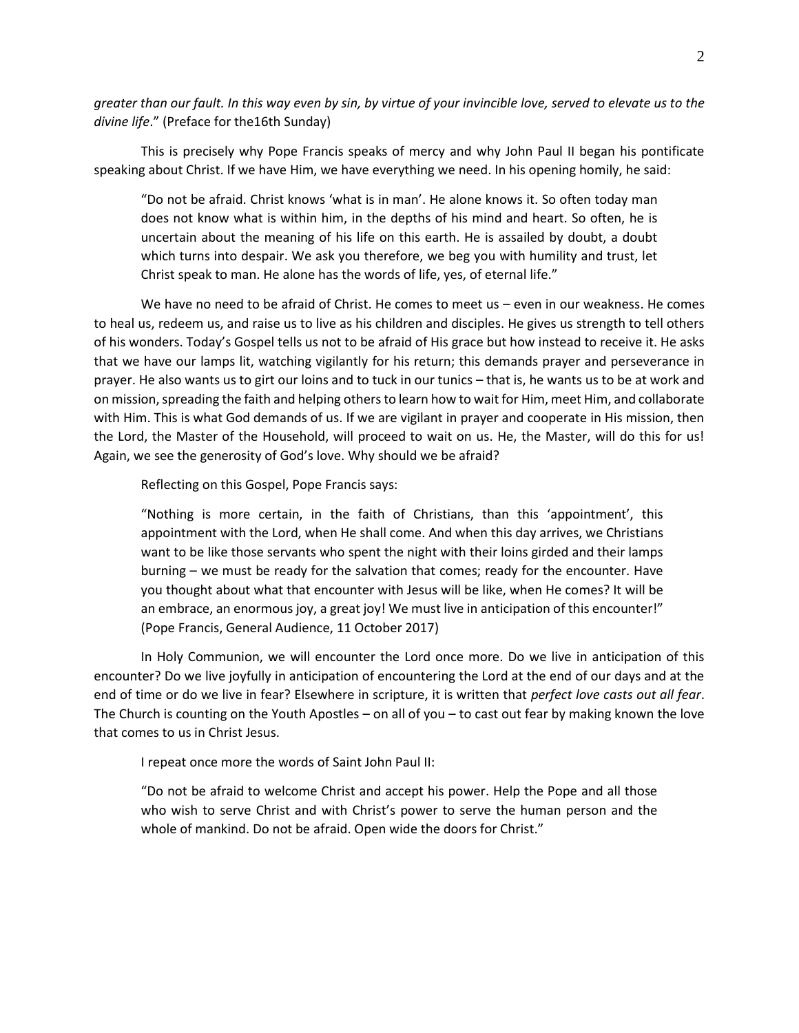*greater than our fault. In this way even by sin, by virtue of your invincible love, served to elevate us to the divine life*." (Preface for the16th Sunday)

This is precisely why Pope Francis speaks of mercy and why John Paul II began his pontificate speaking about Christ. If we have Him, we have everything we need. In his opening homily, he said:

> "Do not be afraid. Christ knows 'what is in man'. He alone knows it. So often today man does not know what is within him, in the depths of his mind and heart. So often, he is uncertain about the meaning of his life on this earth. He is assailed by doubt, a doubt which turns into despair. We ask you therefore, we beg you with humility and trust, let Christ speak to man. He alone has the words of life, yes, of eternal life."

We have no need to be afraid of Christ. He comes to meet us – even in our weakness. He comes to heal us, redeem us, and raise us to live as his children and disciples. He gives us strength to tell others of his wonders. Today's Gospel tells us not to be afraid of His grace but how instead to receive it. He asks that we have our lamps lit, watching vigilantly for his return; this demands prayer and perseverance in prayer. He also wants us to girt our loins and to tuck in our tunics – that is, he wants us to be at work and on mission, spreading the faith and helping others to learn how to wait for Him, meet Him, and collaborate with Him. This is what God demands of us. If we are vigilant in prayer and cooperate in His mission, then the Lord, the Master of the Household, will proceed to wait on us. He, the Master, will do this for us! Again, we see the generosity of God's love. Why should we be afraid?

Reflecting on this Gospel, Pope Francis says:

> "Nothing is more certain, in the faith of Christians, than this 'appointment', this appointment with the Lord, when He shall come. And when this day arrives, we Christians want to be like those servants who spent the night with their loins girded and their lamps burning – we must be ready for the salvation that comes; ready for the encounter. Have you thought about what that encounter with Jesus will be like, when He comes? It will be an embrace, an enormous joy, a great joy! We must live in anticipation of this encounter!" (Pope Francis, General Audience, 11 October 2017)

In Holy Communion, we will encounter the Lord once more. Do we live in anticipation of this encounter? Do we live joyfully in anticipation of encountering the Lord at the end of our days and at the end of time or do we live in fear? Elsewhere in scripture, it is written that *perfect love casts out all fear*. The Church is counting on the Youth Apostles – on all of you – to cast out fear by making known the love that comes to us in Christ Jesus.

I repeat once more the words of Saint John Paul II:

> "Do not be afraid to welcome Christ and accept his power. Help the Pope and all those who wish to serve Christ and with Christ's power to serve the human person and the whole of mankind. Do not be afraid. Open wide the doors for Christ."